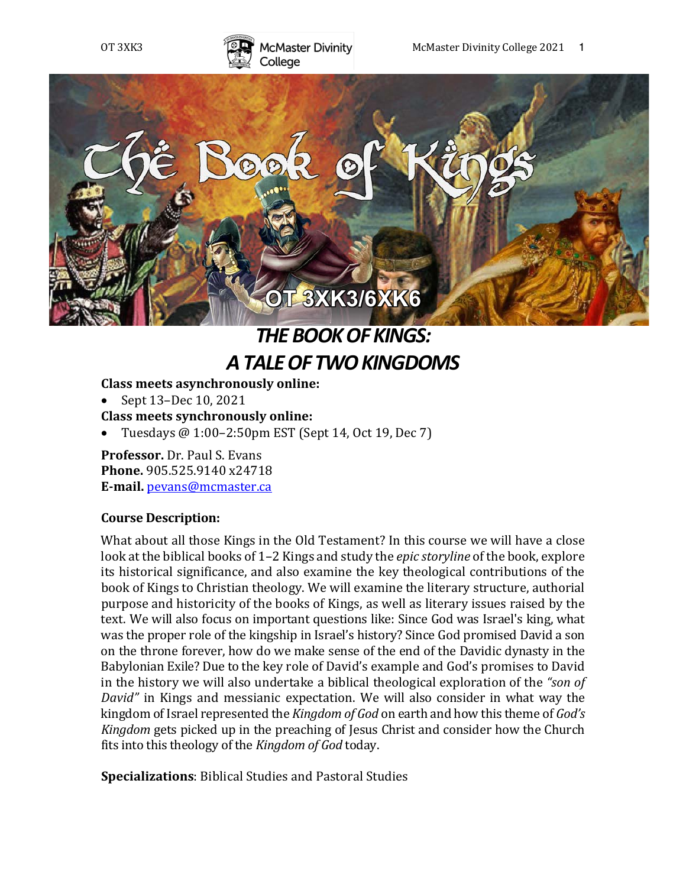# THE BOOK OF KINGS:
# A TALE OF TWO KINGDOMS

**Class meets asynchronously online:**

- Sept 13–Dec 10, 2021

**Class meets synchronously online:**

- Tuesdays @ 1:00–2:50pm EST (Sept 14, Oct 19, Dec 7)

**Professor.** Dr. Paul S. Evans
**Phone.** 905.525.9140 x24718
**E-mail.** pevans@mcmaster.ca

**Course Description:**

What about all those Kings in the Old Testament? In this course we will have a close look at the biblical books of 1–2 Kings and study the *epic storyline* of the book, explore its historical significance, and also examine the key theological contributions of the book of Kings to Christian theology. We will examine the literary structure, authorial purpose and historicity of the books of Kings, as well as literary issues raised by the text. We will also focus on important questions like: Since God was Israel's king, what was the proper role of the kingship in Israel's history? Since God promised David a son on the throne forever, how do we make sense of the end of the Davidic dynasty in the Babylonian Exile? Due to the key role of David's example and God's promises to David in the history we will also undertake a biblical theological exploration of the *"son of David"* in Kings and messianic expectation. We will also consider in what way the kingdom of Israel represented the *Kingdom of God* on earth and how this theme of *God's Kingdom* gets picked up in the preaching of Jesus Christ and consider how the Church fits into this theology of the *Kingdom of God* today.

**Specializations**: Biblical Studies and Pastoral Studies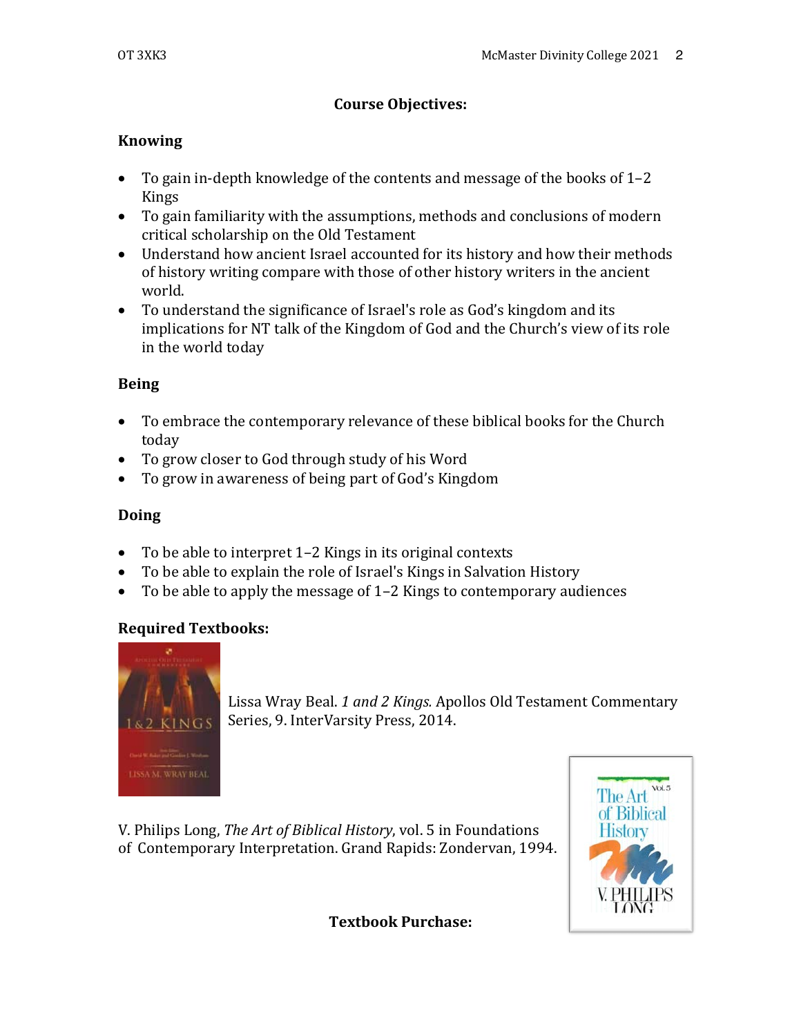## Course Objectives:

### Knowing

- To gain in-depth knowledge of the contents and message of the books of 1–2 Kings
- To gain familiarity with the assumptions, methods and conclusions of modern critical scholarship on the Old Testament
- Understand how ancient Israel accounted for its history and how their methods of history writing compare with those of other history writers in the ancient world.
- To understand the significance of Israel's role as God's kingdom and its implications for NT talk of the Kingdom of God and the Church's view of its role in the world today

### Being

- To embrace the contemporary relevance of these biblical books for the Church today
- To grow closer to God through study of his Word
- To grow in awareness of being part of God's Kingdom

### Doing

- To be able to interpret 1–2 Kings in its original contexts
- To be able to explain the role of Israel's Kings in Salvation History
- To be able to apply the message of 1–2 Kings to contemporary audiences

### Required Textbooks:

Lissa Wray Beal. *1 and 2 Kings.* Apollos Old Testament Commentary Series, 9. InterVarsity Press, 2014.

V. Philips Long, *The Art of Biblical History*, vol. 5 in Foundations of Contemporary Interpretation. Grand Rapids: Zondervan, 1994.

## Textbook Purchase: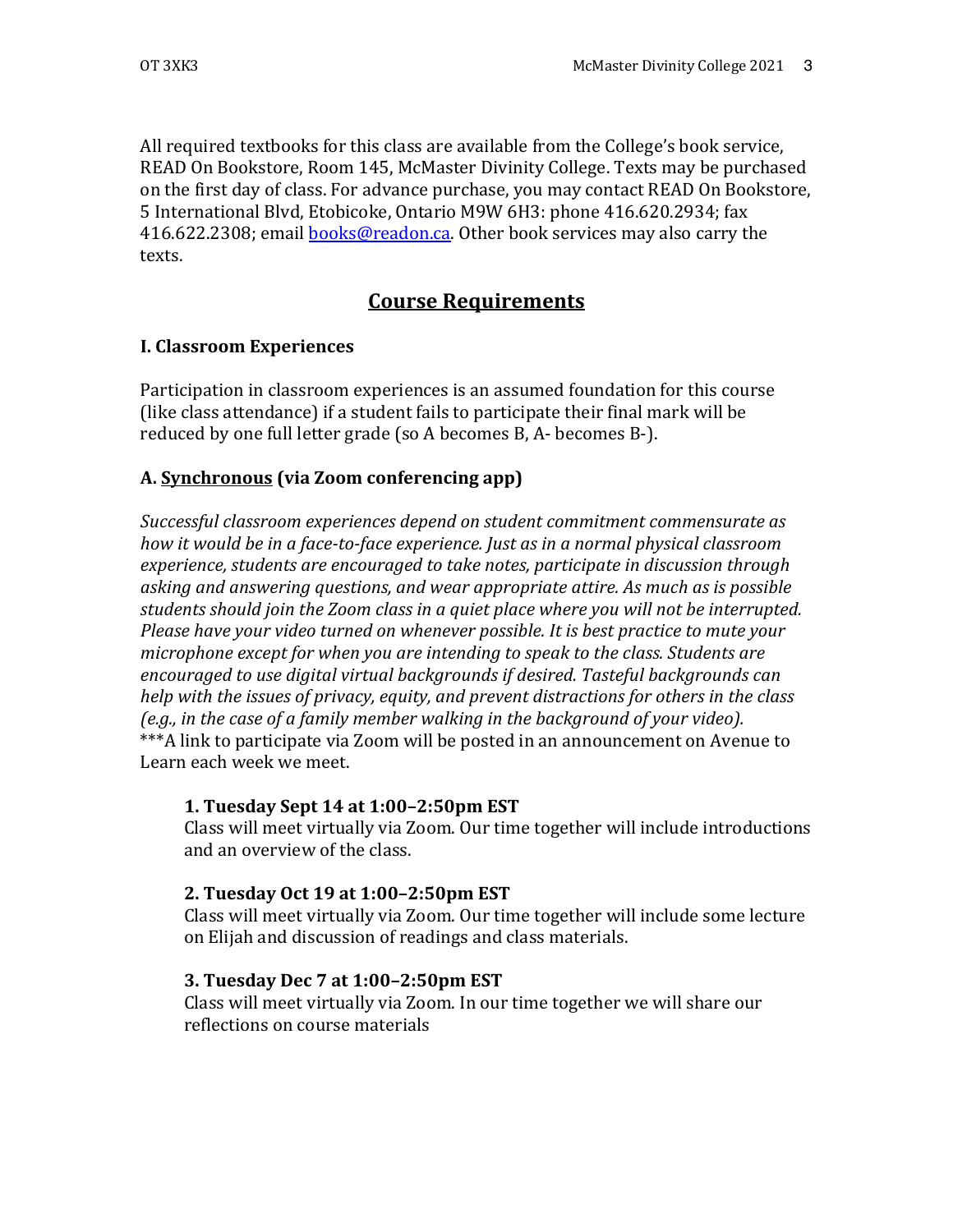All required textbooks for this class are available from the College's book service, READ On Bookstore, Room 145, McMaster Divinity College. Texts may be purchased on the first day of class. For advance purchase, you may contact READ On Bookstore, 5 International Blvd, Etobicoke, Ontario M9W 6H3: phone 416.620.2934; fax 416.622.2308; email books@readon.ca. Other book services may also carry the texts.

## Course Requirements

### I. Classroom Experiences

Participation in classroom experiences is an assumed foundation for this course (like class attendance) if a student fails to participate their final mark will be reduced by one full letter grade (so A becomes B, A- becomes B-).

### A. Synchronous (via Zoom conferencing app)

*Successful classroom experiences depend on student commitment commensurate as how it would be in a face-to-face experience. Just as in a normal physical classroom experience, students are encouraged to take notes, participate in discussion through asking and answering questions, and wear appropriate attire. As much as is possible students should join the Zoom class in a quiet place where you will not be interrupted. Please have your video turned on whenever possible. It is best practice to mute your microphone except for when you are intending to speak to the class. Students are encouraged to use digital virtual backgrounds if desired. Tasteful backgrounds can help with the issues of privacy, equity, and prevent distractions for others in the class (e.g., in the case of a family member walking in the background of your video).*
***A link to participate via Zoom will be posted in an announcement on Avenue to Learn each week we meet.

**1. Tuesday Sept 14 at 1:00–2:50pm EST**
Class will meet virtually via Zoom. Our time together will include introductions and an overview of the class.

**2. Tuesday Oct 19 at 1:00–2:50pm EST**
Class will meet virtually via Zoom. Our time together will include some lecture on Elijah and discussion of readings and class materials.

**3. Tuesday Dec 7 at 1:00–2:50pm EST**
Class will meet virtually via Zoom. In our time together we will share our reflections on course materials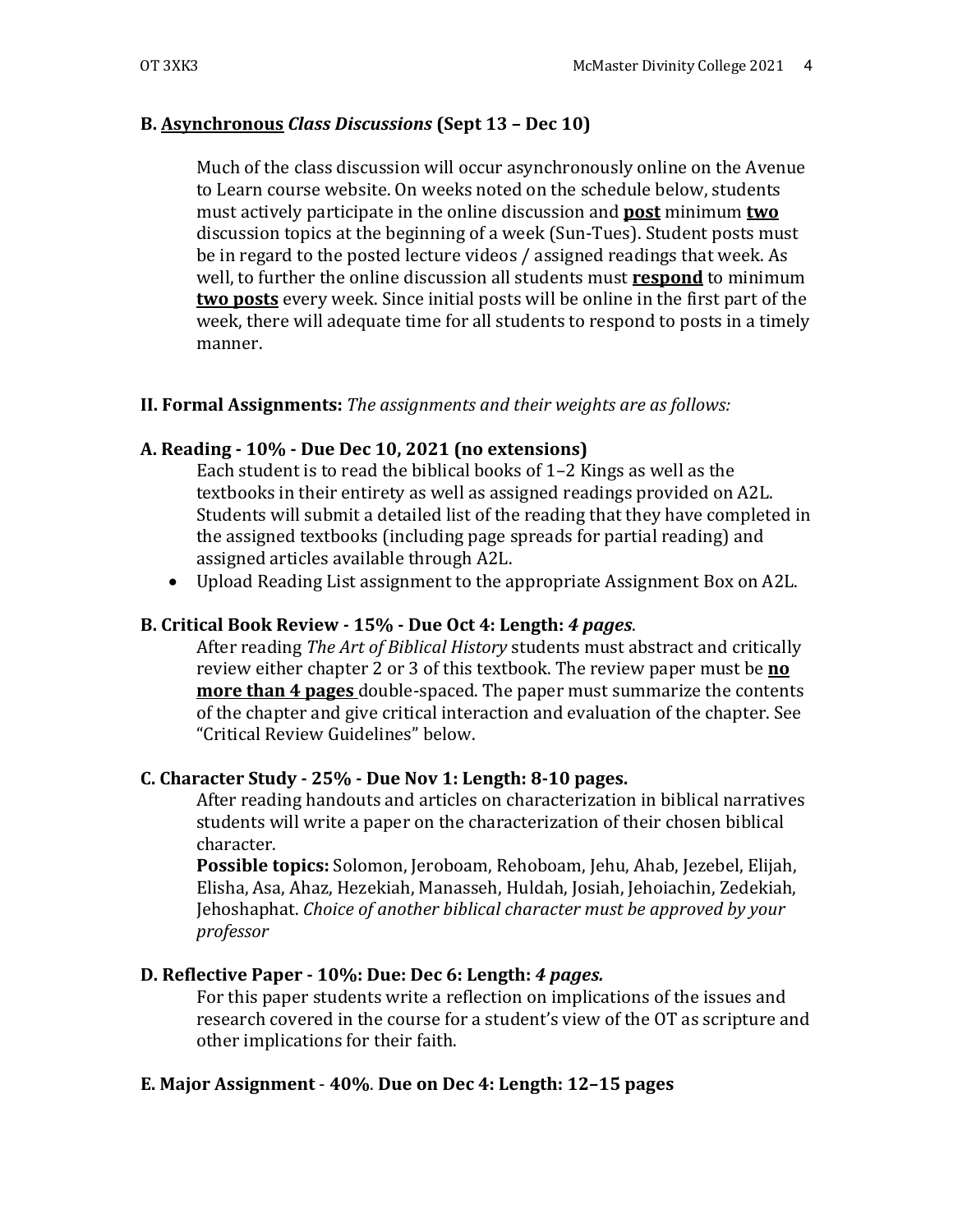### B. <u>Asynchronous</u> *Class Discussions* (Sept 13 – Dec 10)

Much of the class discussion will occur asynchronously online on the Avenue to Learn course website. On weeks noted on the schedule below, students must actively participate in the online discussion and **<u>post</u>** minimum **<u>two</u>** discussion topics at the beginning of a week (Sun-Tues). Student posts must be in regard to the posted lecture videos / assigned readings that week. As well, to further the online discussion all students must **<u>respond</u>** to minimum **<u>two posts</u>** every week. Since initial posts will be online in the first part of the week, there will adequate time for all students to respond to posts in a timely manner.

## II. Formal Assignments: *The assignments and their weights are as follows:*

### A. Reading - 10% - Due Dec 10, 2021 (no extensions)

Each student is to read the biblical books of 1–2 Kings as well as the textbooks in their entirety as well as assigned readings provided on A2L. Students will submit a detailed list of the reading that they have completed in the assigned textbooks (including page spreads for partial reading) and assigned articles available through A2L.

- Upload Reading List assignment to the appropriate Assignment Box on A2L.

### B. Critical Book Review - 15% - Due Oct 4: Length: *4 pages*.

After reading *The Art of Biblical History* students must abstract and critically review either chapter 2 or 3 of this textbook. The review paper must be **<u>no more than 4 pages</u>** double-spaced. The paper must summarize the contents of the chapter and give critical interaction and evaluation of the chapter. See "Critical Review Guidelines" below.

### C. Character Study - 25% - Due Nov 1: Length: 8-10 pages.

After reading handouts and articles on characterization in biblical narratives students will write a paper on the characterization of their chosen biblical character.

**Possible topics:** Solomon, Jeroboam, Rehoboam, Jehu, Ahab, Jezebel, Elijah, Elisha, Asa, Ahaz, Hezekiah, Manasseh, Huldah, Josiah, Jehoiachin, Zedekiah, Jehoshaphat. *Choice of another biblical character must be approved by your professor*

### D. Reflective Paper - 10%: Due: Dec 6: Length: *4 pages.*

For this paper students write a reflection on implications of the issues and research covered in the course for a student's view of the OT as scripture and other implications for their faith.

### E. Major Assignment - 40%. Due on Dec 4: Length: 12–15 pages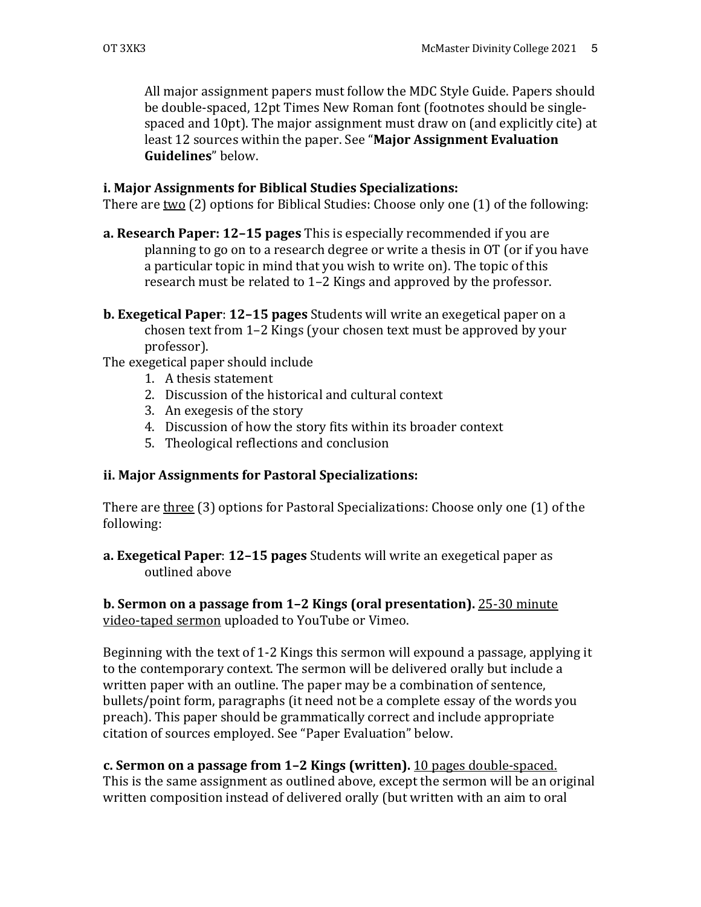All major assignment papers must follow the MDC Style Guide. Papers should be double-spaced, 12pt Times New Roman font (footnotes should be single-spaced and 10pt). The major assignment must draw on (and explicitly cite) at least 12 sources within the paper. See "**Major Assignment Evaluation Guidelines**" below.

**i. Major Assignments for Biblical Studies Specializations:**

There are two (2) options for Biblical Studies: Choose only one (1) of the following:

**a. Research Paper: 12–15 pages** This is especially recommended if you are planning to go on to a research degree or write a thesis in OT (or if you have a particular topic in mind that you wish to write on). The topic of this research must be related to 1–2 Kings and approved by the professor.

**b. Exegetical Paper**: **12–15 pages** Students will write an exegetical paper on a chosen text from 1–2 Kings (your chosen text must be approved by your professor).

The exegetical paper should include

1. A thesis statement
2. Discussion of the historical and cultural context
3. An exegesis of the story
4. Discussion of how the story fits within its broader context
5. Theological reflections and conclusion

**ii. Major Assignments for Pastoral Specializations:**

There are three (3) options for Pastoral Specializations: Choose only one (1) of the following:

**a. Exegetical Paper**: **12–15 pages** Students will write an exegetical paper as outlined above

**b. Sermon on a passage from 1–2 Kings (oral presentation).** 25-30 minute video-taped sermon uploaded to YouTube or Vimeo.

Beginning with the text of 1-2 Kings this sermon will expound a passage, applying it to the contemporary context. The sermon will be delivered orally but include a written paper with an outline. The paper may be a combination of sentence, bullets/point form, paragraphs (it need not be a complete essay of the words you preach). This paper should be grammatically correct and include appropriate citation of sources employed. See "Paper Evaluation" below.

**c. Sermon on a passage from 1–2 Kings (written).** 10 pages double-spaced. This is the same assignment as outlined above, except the sermon will be an original written composition instead of delivered orally (but written with an aim to oral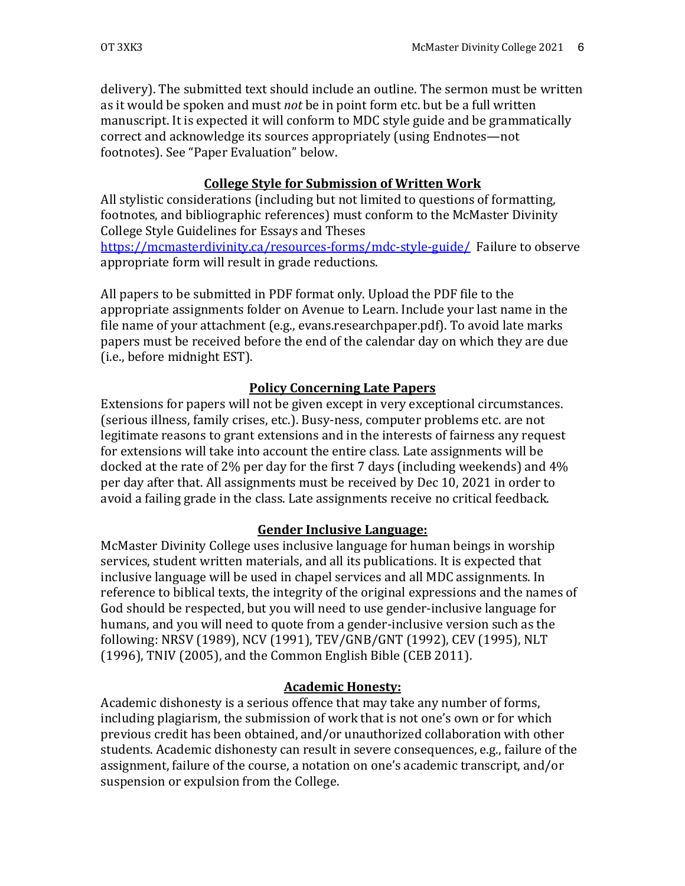delivery). The submitted text should include an outline. The sermon must be written as it would be spoken and must *not* be in point form etc. but be a full written manuscript. It is expected it will conform to MDC style guide and be grammatically correct and acknowledge its sources appropriately (using Endnotes—not footnotes). See "Paper Evaluation" below.

## College Style for Submission of Written Work

All stylistic considerations (including but not limited to questions of formatting, footnotes, and bibliographic references) must conform to the McMaster Divinity College Style Guidelines for Essays and Theses https://mcmasterdivinity.ca/resources-forms/mdc-style-guide/ Failure to observe appropriate form will result in grade reductions.

All papers to be submitted in PDF format only. Upload the PDF file to the appropriate assignments folder on Avenue to Learn. Include your last name in the file name of your attachment (e.g., evans.researchpaper.pdf). To avoid late marks papers must be received before the end of the calendar day on which they are due (i.e., before midnight EST).

## Policy Concerning Late Papers

Extensions for papers will not be given except in very exceptional circumstances. (serious illness, family crises, etc.). Busy-ness, computer problems etc. are not legitimate reasons to grant extensions and in the interests of fairness any request for extensions will take into account the entire class. Late assignments will be docked at the rate of 2% per day for the first 7 days (including weekends) and 4% per day after that. All assignments must be received by Dec 10, 2021 in order to avoid a failing grade in the class. Late assignments receive no critical feedback.

## Gender Inclusive Language:

McMaster Divinity College uses inclusive language for human beings in worship services, student written materials, and all its publications. It is expected that inclusive language will be used in chapel services and all MDC assignments. In reference to biblical texts, the integrity of the original expressions and the names of God should be respected, but you will need to use gender-inclusive language for humans, and you will need to quote from a gender-inclusive version such as the following: NRSV (1989), NCV (1991), TEV/GNB/GNT (1992), CEV (1995), NLT (1996), TNIV (2005), and the Common English Bible (CEB 2011).

## Academic Honesty:

Academic dishonesty is a serious offence that may take any number of forms, including plagiarism, the submission of work that is not one's own or for which previous credit has been obtained, and/or unauthorized collaboration with other students. Academic dishonesty can result in severe consequences, e.g., failure of the assignment, failure of the course, a notation on one's academic transcript, and/or suspension or expulsion from the College.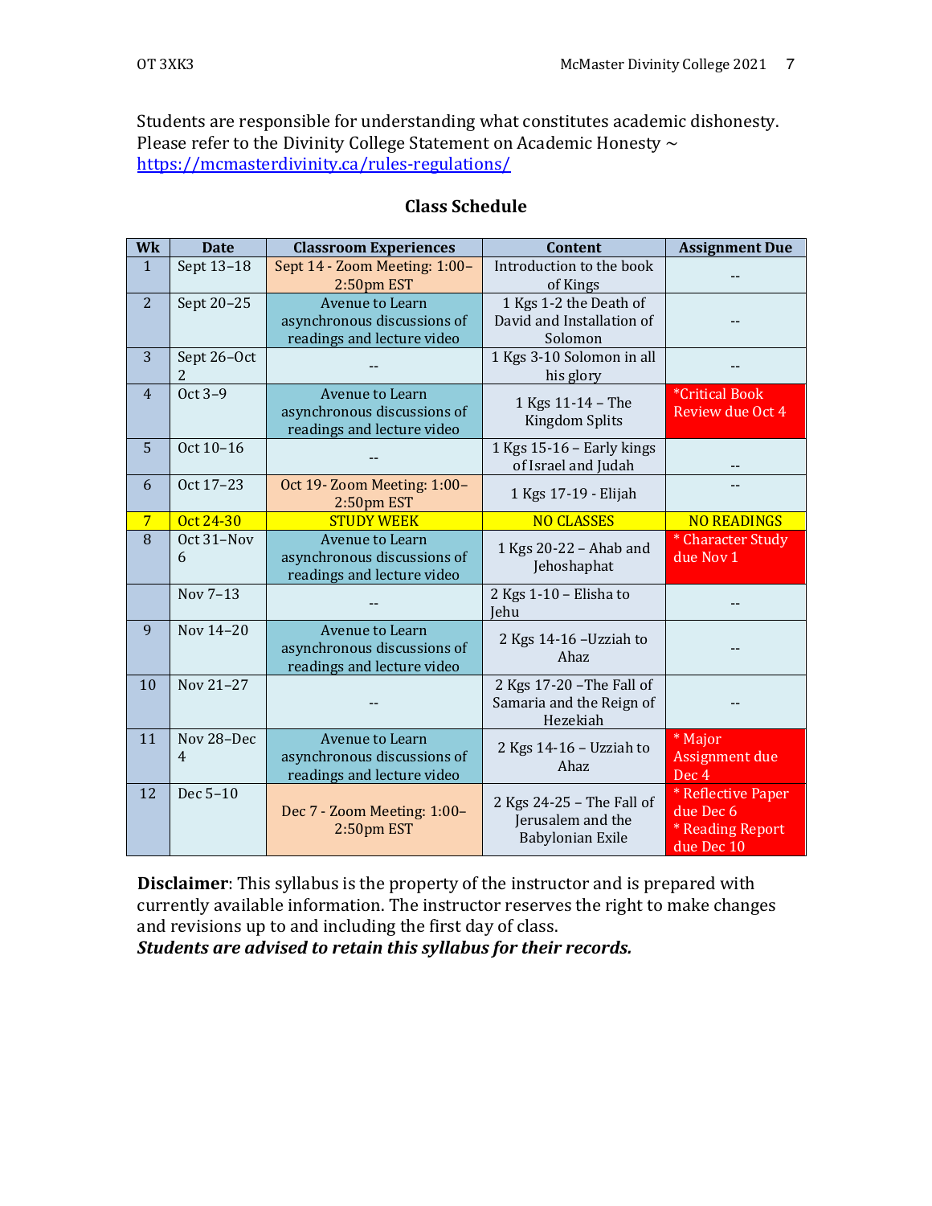Students are responsible for understanding what constitutes academic dishonesty. Please refer to the Divinity College Statement on Academic Honesty ~ https://mcmasterdivinity.ca/rules-regulations/

## Class Schedule

| Wk | Date | Classroom Experiences | Content | Assignment Due |
|---|---|---|---|---|
| 1 | Sept 13–18 | Sept 14 - Zoom Meeting: 1:00–2:50pm EST | Introduction to the book of Kings | -- |
| 2 | Sept 20–25 | Avenue to Learn asynchronous discussions of readings and lecture video | 1 Kgs 1-2 the Death of David and Installation of Solomon | -- |
| 3 | Sept 26–Oct 2 | -- | 1 Kgs 3-10 Solomon in all his glory | -- |
| 4 | Oct 3–9 | Avenue to Learn asynchronous discussions of readings and lecture video | 1 Kgs 11-14 – The Kingdom Splits | *Critical Book Review due Oct 4 |
| 5 | Oct 10–16 | -- | 1 Kgs 15-16 – Early kings of Israel and Judah | -- |
| 6 | Oct 17–23 | Oct 19- Zoom Meeting: 1:00–2:50pm EST | 1 Kgs 17-19 - Elijah | -- |
| 7 | Oct 24-30 | STUDY WEEK | NO CLASSES | NO READINGS |
| 8 | Oct 31–Nov 6 | Avenue to Learn asynchronous discussions of readings and lecture video | 1 Kgs 20-22 – Ahab and Jehoshaphat | * Character Study due Nov 1 |
| | Nov 7–13 | -- | 2 Kgs 1-10 – Elisha to Jehu | -- |
| 9 | Nov 14–20 | Avenue to Learn asynchronous discussions of readings and lecture video | 2 Kgs 14-16 –Uzziah to Ahaz | -- |
| 10 | Nov 21–27 | -- | 2 Kgs 17-20 –The Fall of Samaria and the Reign of Hezekiah | -- |
| 11 | Nov 28–Dec 4 | Avenue to Learn asynchronous discussions of readings and lecture video | 2 Kgs 14-16 – Uzziah to Ahaz | * Major Assignment due Dec 4 |
| 12 | Dec 5–10 | Dec 7 - Zoom Meeting: 1:00–2:50pm EST | 2 Kgs 24-25 – The Fall of Jerusalem and the Babylonian Exile | * Reflective Paper due Dec 6<br>* Reading Report due Dec 10 |

**Disclaimer**: This syllabus is the property of the instructor and is prepared with currently available information. The instructor reserves the right to make changes and revisions up to and including the first day of class.

***Students are advised to retain this syllabus for their records.***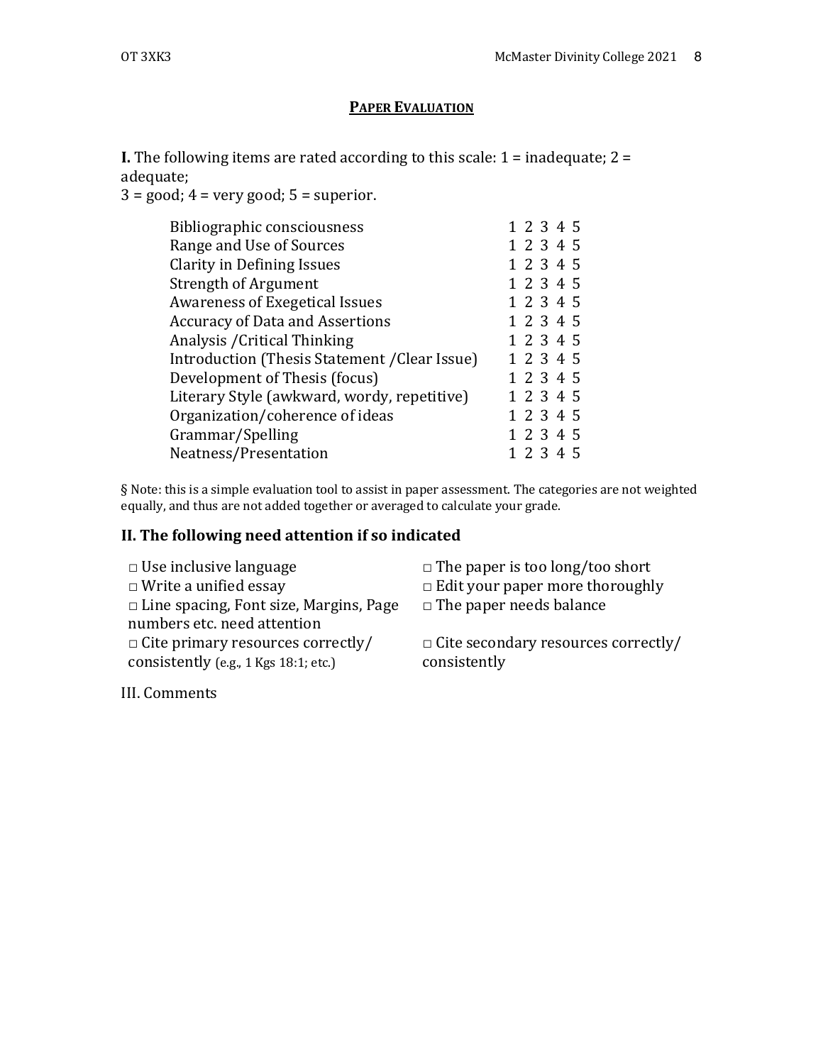## PAPER EVALUATION

**I.** The following items are rated according to this scale: 1 = inadequate; 2 = adequate;
3 = good; 4 = very good; 5 = superior.

| | |
|---|---|
| Bibliographic consciousness | 1 2 3 4 5 |
| Range and Use of Sources | 1 2 3 4 5 |
| Clarity in Defining Issues | 1 2 3 4 5 |
| Strength of Argument | 1 2 3 4 5 |
| Awareness of Exegetical Issues | 1 2 3 4 5 |
| Accuracy of Data and Assertions | 1 2 3 4 5 |
| Analysis /Critical Thinking | 1 2 3 4 5 |
| Introduction (Thesis Statement /Clear Issue) | 1 2 3 4 5 |
| Development of Thesis (focus) | 1 2 3 4 5 |
| Literary Style (awkward, wordy, repetitive) | 1 2 3 4 5 |
| Organization/coherence of ideas | 1 2 3 4 5 |
| Grammar/Spelling | 1 2 3 4 5 |
| Neatness/Presentation | 1 2 3 4 5 |

§ Note: this is a simple evaluation tool to assist in paper assessment. The categories are not weighted equally, and thus are not added together or averaged to calculate your grade.

### II. The following need attention if so indicated

- □ Use inclusive language
- □ Write a unified essay
- □ Line spacing, Font size, Margins, Page numbers etc. need attention
- □ Cite primary resources correctly/ consistently (e.g., 1 Kgs 18:1; etc.)
- □ The paper is too long/too short
- □ Edit your paper more thoroughly
- □ The paper needs balance
- □ Cite secondary resources correctly/ consistently

III. Comments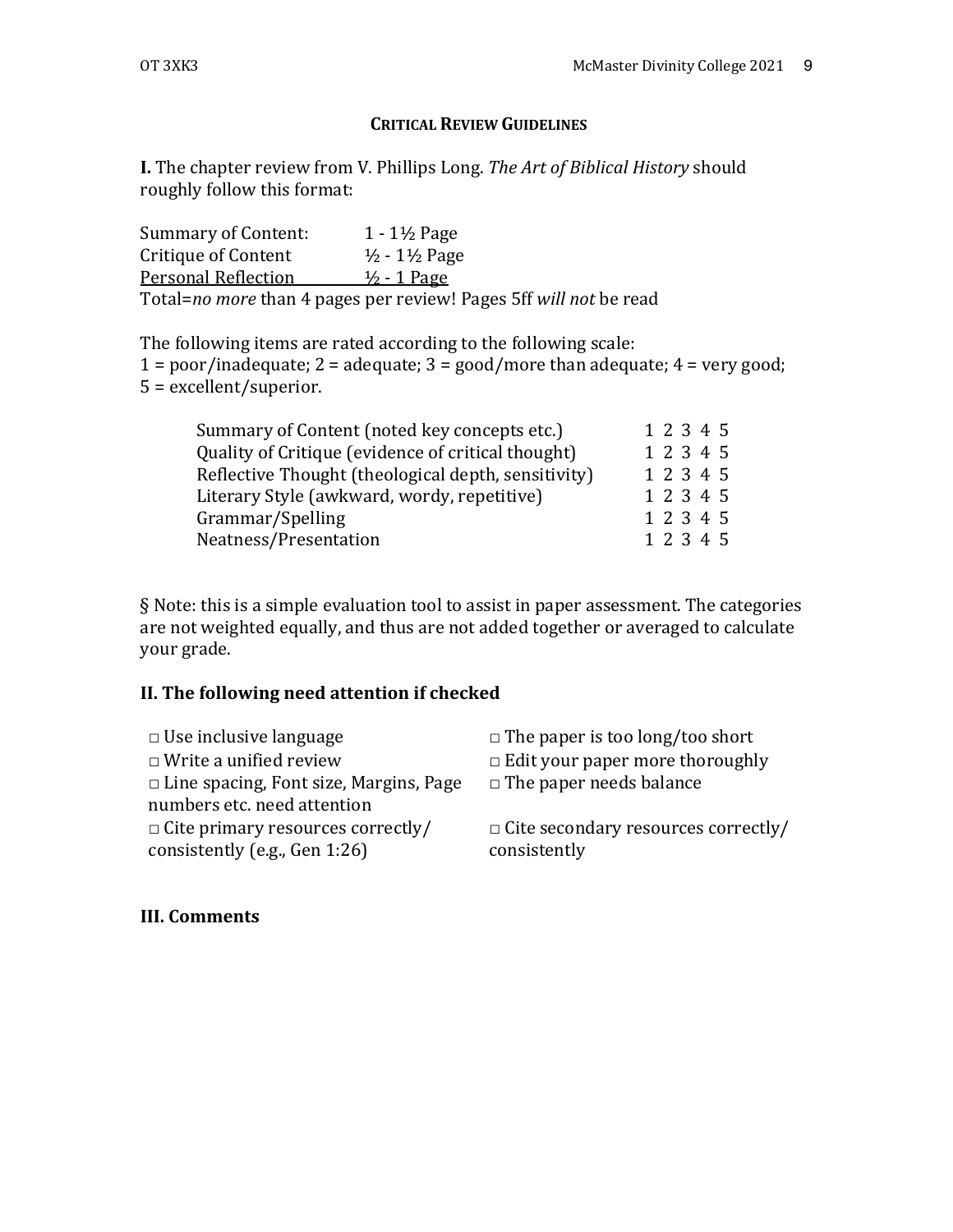## CRITICAL REVIEW GUIDELINES

**I.** The chapter review from V. Phillips Long. *The Art of Biblical History* should roughly follow this format:

| | |
|---|---|
| Summary of Content: | 1 - 1½ Page |
| Critique of Content | ½ - 1½ Page |
| Personal Reflection | ½ - 1 Page |

Total=*no more* than 4 pages per review! Pages 5ff *will not* be read

The following items are rated according to the following scale:
1 = poor/inadequate; 2 = adequate; 3 = good/more than adequate; 4 = very good; 5 = excellent/superior.

| | |
|---|---|
| Summary of Content (noted key concepts etc.) | 1 2 3 4 5 |
| Quality of Critique (evidence of critical thought) | 1 2 3 4 5 |
| Reflective Thought (theological depth, sensitivity) | 1 2 3 4 5 |
| Literary Style (awkward, wordy, repetitive) | 1 2 3 4 5 |
| Grammar/Spelling | 1 2 3 4 5 |
| Neatness/Presentation | 1 2 3 4 5 |

§ Note: this is a simple evaluation tool to assist in paper assessment. The categories are not weighted equally, and thus are not added together or averaged to calculate your grade.

### II. The following need attention if checked

| | |
|---|---|
| □ Use inclusive language | □ The paper is too long/too short |
| □ Write a unified review | □ Edit your paper more thoroughly |
| □ Line spacing, Font size, Margins, Page numbers etc. need attention | □ The paper needs balance |
| □ Cite primary resources correctly/ consistently (e.g., Gen 1:26) | □ Cite secondary resources correctly/ consistently |

### III. Comments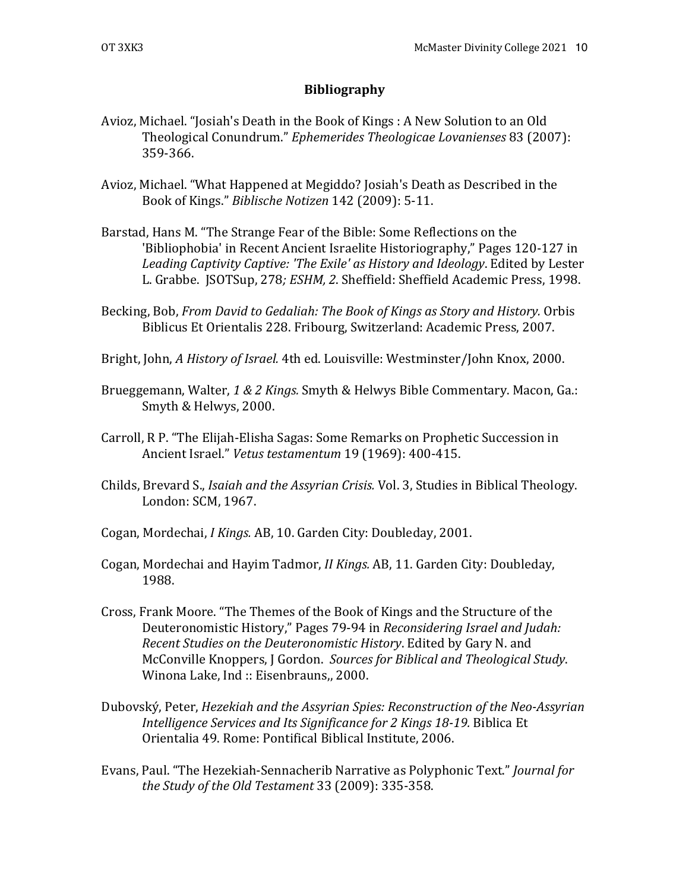## Bibliography

Avioz, Michael. "Josiah's Death in the Book of Kings : A New Solution to an Old Theological Conundrum." *Ephemerides Theologicae Lovanienses* 83 (2007): 359-366.

Avioz, Michael. "What Happened at Megiddo? Josiah's Death as Described in the Book of Kings." *Biblische Notizen* 142 (2009): 5-11.

Barstad, Hans M. "The Strange Fear of the Bible: Some Reflections on the 'Bibliophobia' in Recent Ancient Israelite Historiography," Pages 120-127 in *Leading Captivity Captive: 'The Exile' as History and Ideology*. Edited by Lester L. Grabbe. JSOTSup, 278*; ESHM, 2*. Sheffield: Sheffield Academic Press, 1998.

Becking, Bob, *From David to Gedaliah: The Book of Kings as Story and History.* Orbis Biblicus Et Orientalis 228. Fribourg, Switzerland: Academic Press, 2007.

Bright, John, *A History of Israel.* 4th ed. Louisville: Westminster/John Knox, 2000.

Brueggemann, Walter, *1 & 2 Kings.* Smyth & Helwys Bible Commentary. Macon, Ga.: Smyth & Helwys, 2000.

Carroll, R P. "The Elijah-Elisha Sagas: Some Remarks on Prophetic Succession in Ancient Israel." *Vetus testamentum* 19 (1969): 400-415.

Childs, Brevard S., *Isaiah and the Assyrian Crisis.* Vol. 3, Studies in Biblical Theology. London: SCM, 1967.

Cogan, Mordechai, *I Kings.* AB, 10. Garden City: Doubleday, 2001.

Cogan, Mordechai and Hayim Tadmor, *II Kings.* AB, 11. Garden City: Doubleday, 1988.

Cross, Frank Moore. "The Themes of the Book of Kings and the Structure of the Deuteronomistic History," Pages 79-94 in *Reconsidering Israel and Judah: Recent Studies on the Deuteronomistic History*. Edited by Gary N. and McConville Knoppers, J Gordon. *Sources for Biblical and Theological Study*. Winona Lake, Ind :: Eisenbrauns,, 2000.

Dubovský, Peter, *Hezekiah and the Assyrian Spies: Reconstruction of the Neo-Assyrian Intelligence Services and Its Significance for 2 Kings 18-19.* Biblica Et Orientalia 49. Rome: Pontifical Biblical Institute, 2006.

Evans, Paul. "The Hezekiah-Sennacherib Narrative as Polyphonic Text." *Journal for the Study of the Old Testament* 33 (2009): 335-358.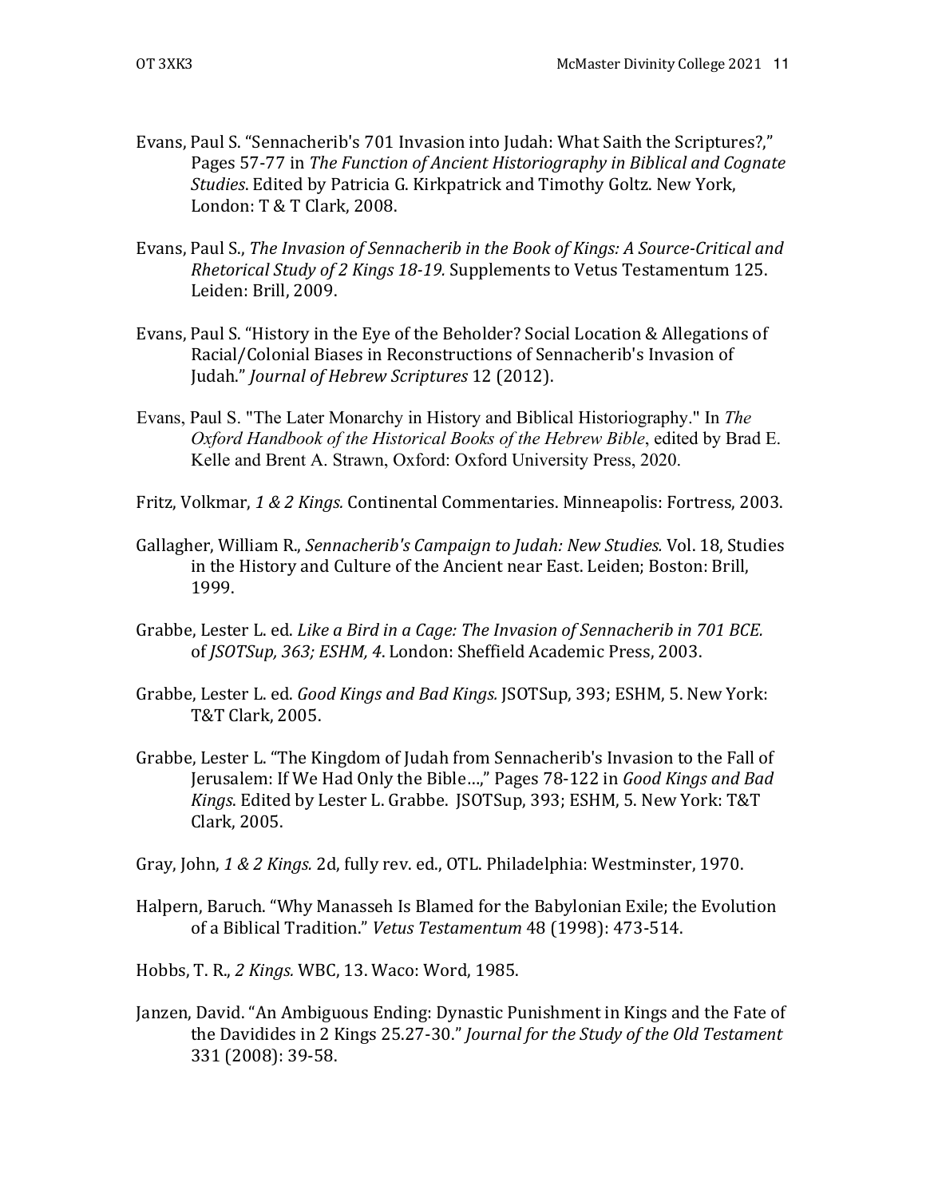Evans, Paul S. “Sennacherib's 701 Invasion into Judah: What Saith the Scriptures?,” Pages 57-77 in *The Function of Ancient Historiography in Biblical and Cognate Studies*. Edited by Patricia G. Kirkpatrick and Timothy Goltz. New York, London: T & T Clark, 2008.

Evans, Paul S., *The Invasion of Sennacherib in the Book of Kings: A Source-Critical and Rhetorical Study of 2 Kings 18-19.* Supplements to Vetus Testamentum 125. Leiden: Brill, 2009.

Evans, Paul S. “History in the Eye of the Beholder? Social Location & Allegations of Racial/Colonial Biases in Reconstructions of Sennacherib's Invasion of Judah.” *Journal of Hebrew Scriptures* 12 (2012).

Evans, Paul S. "The Later Monarchy in History and Biblical Historiography." In *The Oxford Handbook of the Historical Books of the Hebrew Bible*, edited by Brad E. Kelle and Brent A. Strawn, Oxford: Oxford University Press, 2020.

Fritz, Volkmar, *1 & 2 Kings.* Continental Commentaries. Minneapolis: Fortress, 2003.

Gallagher, William R., *Sennacherib's Campaign to Judah: New Studies.* Vol. 18, Studies in the History and Culture of the Ancient near East. Leiden; Boston: Brill, 1999.

Grabbe, Lester L. ed. *Like a Bird in a Cage: The Invasion of Sennacherib in 701 BCE.* of *JSOTSup, 363; ESHM, 4*. London: Sheffield Academic Press, 2003.

Grabbe, Lester L. ed. *Good Kings and Bad Kings.* JSOTSup, 393; ESHM, 5. New York: T&T Clark, 2005.

Grabbe, Lester L. “The Kingdom of Judah from Sennacherib's Invasion to the Fall of Jerusalem: If We Had Only the Bible…,” Pages 78-122 in *Good Kings and Bad Kings.* Edited by Lester L. Grabbe. JSOTSup, 393; ESHM, 5. New York: T&T Clark, 2005.

Gray, John, *1 & 2 Kings.* 2d, fully rev. ed., OTL. Philadelphia: Westminster, 1970.

Halpern, Baruch. “Why Manasseh Is Blamed for the Babylonian Exile; the Evolution of a Biblical Tradition.” *Vetus Testamentum* 48 (1998): 473-514.

Hobbs, T. R., *2 Kings.* WBC, 13. Waco: Word, 1985.

Janzen, David. “An Ambiguous Ending: Dynastic Punishment in Kings and the Fate of the Davidides in 2 Kings 25.27-30.” *Journal for the Study of the Old Testament* 331 (2008): 39-58.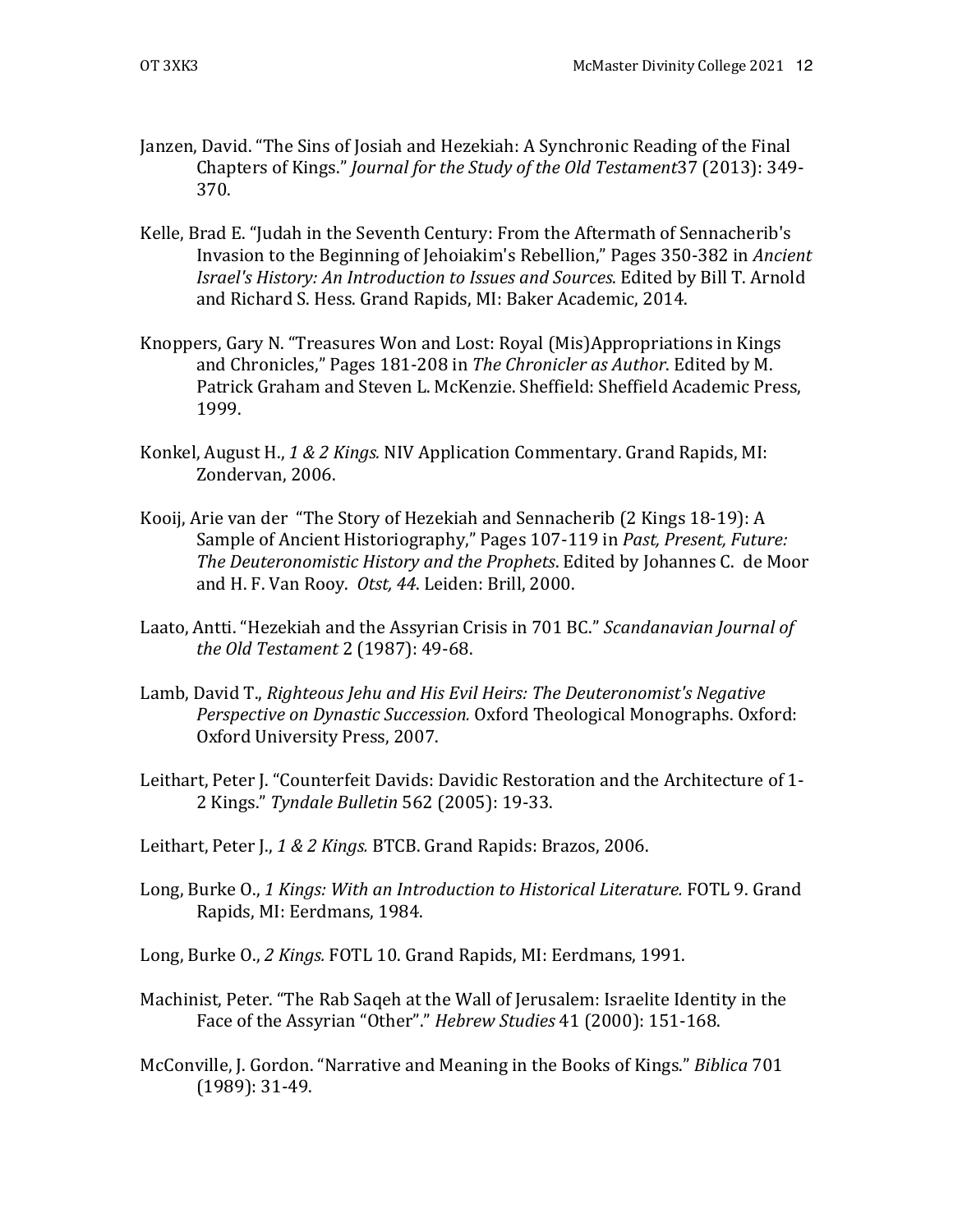Janzen, David. "The Sins of Josiah and Hezekiah: A Synchronic Reading of the Final Chapters of Kings." *Journal for the Study of the Old Testament*37 (2013): 349-370.

Kelle, Brad E. "Judah in the Seventh Century: From the Aftermath of Sennacherib's Invasion to the Beginning of Jehoiakim's Rebellion," Pages 350-382 in *Ancient Israel's History: An Introduction to Issues and Sources*. Edited by Bill T. Arnold and Richard S. Hess. Grand Rapids, MI: Baker Academic, 2014.

Knoppers, Gary N. "Treasures Won and Lost: Royal (Mis)Appropriations in Kings and Chronicles," Pages 181-208 in *The Chronicler as Author.* Edited by M. Patrick Graham and Steven L. McKenzie. Sheffield: Sheffield Academic Press, 1999.

Konkel, August H., *1 & 2 Kings.* NIV Application Commentary. Grand Rapids, MI: Zondervan, 2006.

Kooij, Arie van der "The Story of Hezekiah and Sennacherib (2 Kings 18-19): A Sample of Ancient Historiography," Pages 107-119 in *Past, Present, Future: The Deuteronomistic History and the Prophets*. Edited by Johannes C. de Moor and H. F. Van Rooy. *Otst, 44*. Leiden: Brill, 2000.

Laato, Antti. "Hezekiah and the Assyrian Crisis in 701 BC." *Scandanavian Journal of the Old Testament* 2 (1987): 49-68.

Lamb, David T., *Righteous Jehu and His Evil Heirs: The Deuteronomist's Negative Perspective on Dynastic Succession.* Oxford Theological Monographs. Oxford: Oxford University Press, 2007.

Leithart, Peter J. "Counterfeit Davids: Davidic Restoration and the Architecture of 1-2 Kings." *Tyndale Bulletin* 562 (2005): 19-33.

Leithart, Peter J., *1 & 2 Kings.* BTCB. Grand Rapids: Brazos, 2006.

Long, Burke O., *1 Kings: With an Introduction to Historical Literature.* FOTL 9. Grand Rapids, MI: Eerdmans, 1984.

Long, Burke O., *2 Kings.* FOTL 10. Grand Rapids, MI: Eerdmans, 1991.

Machinist, Peter. "The Rab Saqeh at the Wall of Jerusalem: Israelite Identity in the Face of the Assyrian "Other"." *Hebrew Studies* 41 (2000): 151-168.

McConville, J. Gordon. "Narrative and Meaning in the Books of Kings." *Biblica* 701 (1989): 31-49.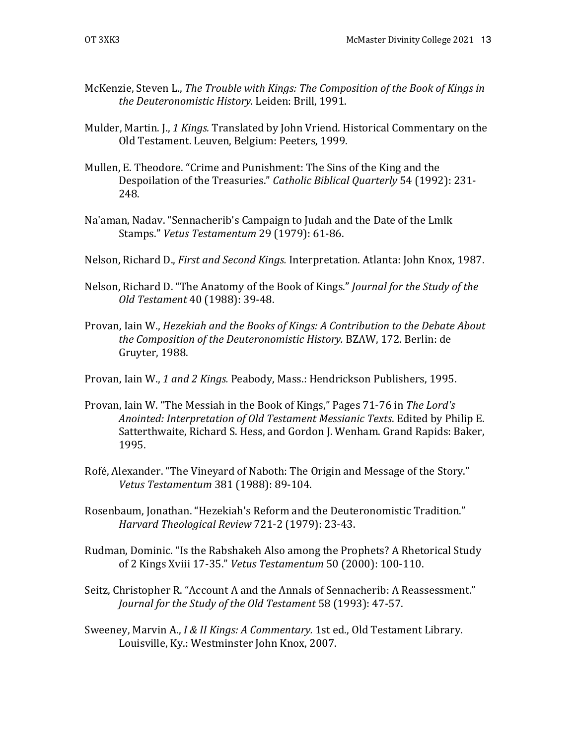McKenzie, Steven L., *The Trouble with Kings: The Composition of the Book of Kings in the Deuteronomistic History.* Leiden: Brill, 1991.

Mulder, Martin. J., *1 Kings.* Translated by John Vriend. Historical Commentary on the Old Testament. Leuven, Belgium: Peeters, 1999.

Mullen, E. Theodore. "Crime and Punishment: The Sins of the King and the Despoilation of the Treasuries." *Catholic Biblical Quarterly* 54 (1992): 231-248.

Na'aman, Nadav. "Sennacherib's Campaign to Judah and the Date of the Lmlk Stamps." *Vetus Testamentum* 29 (1979): 61-86.

Nelson, Richard D., *First and Second Kings.* Interpretation. Atlanta: John Knox, 1987.

Nelson, Richard D. "The Anatomy of the Book of Kings." *Journal for the Study of the Old Testament* 40 (1988): 39-48.

Provan, Iain W., *Hezekiah and the Books of Kings: A Contribution to the Debate About the Composition of the Deuteronomistic History.* BZAW, 172. Berlin: de Gruyter, 1988.

Provan, Iain W., *1 and 2 Kings.* Peabody, Mass.: Hendrickson Publishers, 1995.

Provan, Iain W. "The Messiah in the Book of Kings," Pages 71-76 in *The Lord's Anointed: Interpretation of Old Testament Messianic Texts*. Edited by Philip E. Satterthwaite, Richard S. Hess, and Gordon J. Wenham. Grand Rapids: Baker, 1995.

Rofé, Alexander. "The Vineyard of Naboth: The Origin and Message of the Story." *Vetus Testamentum* 381 (1988): 89-104.

Rosenbaum, Jonathan. "Hezekiah's Reform and the Deuteronomistic Tradition." *Harvard Theological Review* 721-2 (1979): 23-43.

Rudman, Dominic. "Is the Rabshakeh Also among the Prophets? A Rhetorical Study of 2 Kings Xviii 17-35." *Vetus Testamentum* 50 (2000): 100-110.

Seitz, Christopher R. "Account A and the Annals of Sennacherib: A Reassessment." *Journal for the Study of the Old Testament* 58 (1993): 47-57.

Sweeney, Marvin A., *I & II Kings: A Commentary.* 1st ed., Old Testament Library. Louisville, Ky.: Westminster John Knox, 2007.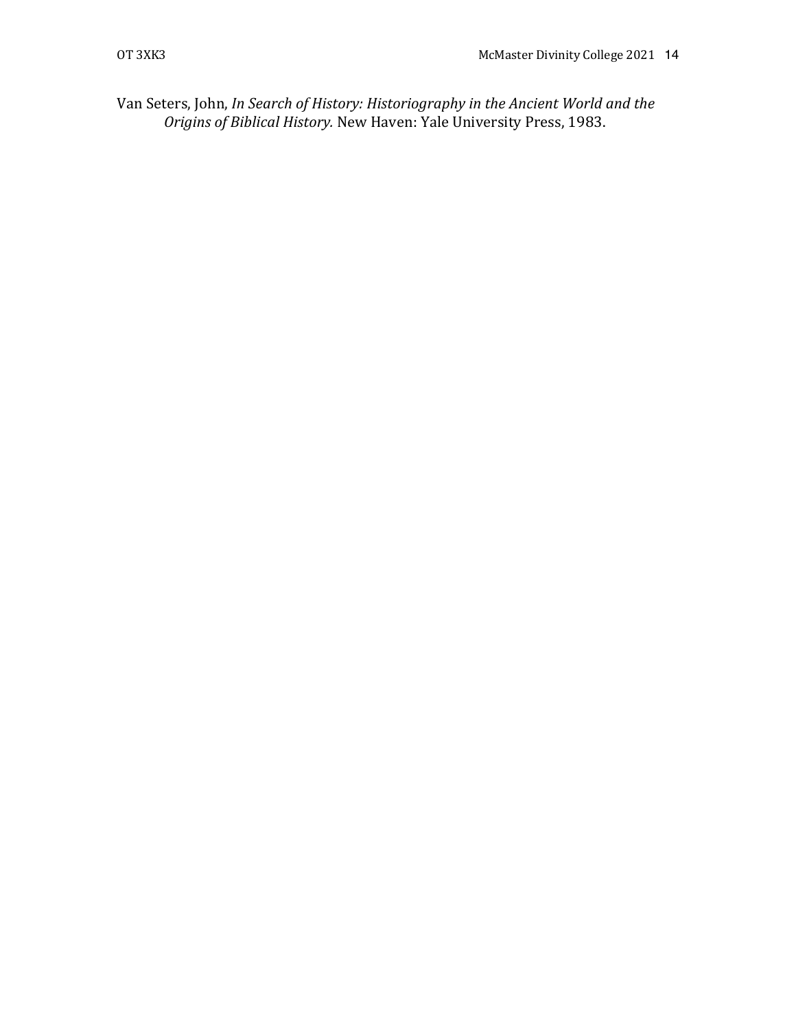Van Seters, John, *In Search of History: Historiography in the Ancient World and the Origins of Biblical History.* New Haven: Yale University Press, 1983.